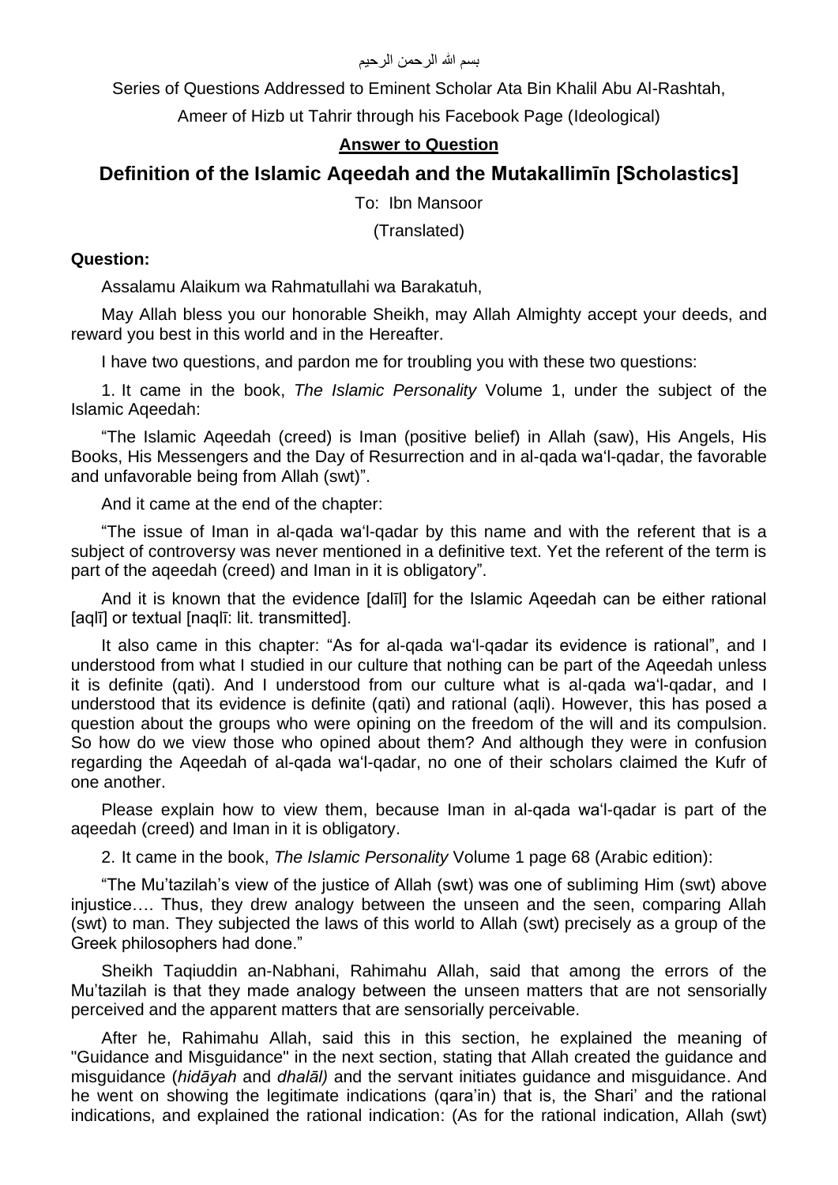بسم الله الرحمن الرحيم

Series of Questions Addressed to Eminent Scholar Ata Bin Khalil Abu Al-Rashtah, Ameer of Hizb ut Tahrir through his Facebook Page (Ideological)

**Answer to Question**

## Definition of the Islamic Aqeedah and the Mutakallimīn [Scholastics]

To: Ibn Mansoor

(Translated)

**Question:**

Assalamu Alaikum wa Rahmatullahi wa Barakatuh,

May Allah bless you our honorable Sheikh, may Allah Almighty accept your deeds, and reward you best in this world and in the Hereafter.

I have two questions, and pardon me for troubling you with these two questions:

1. It came in the book, *The Islamic Personality* Volume 1, under the subject of the Islamic Aqeedah:

"The Islamic Aqeedah (creed) is Iman (positive belief) in Allah (saw), His Angels, His Books, His Messengers and the Day of Resurrection and in al-qada wa'l-qadar, the favorable and unfavorable being from Allah (swt)".

And it came at the end of the chapter:

"The issue of Iman in al-qada wa'l-qadar by this name and with the referent that is a subject of controversy was never mentioned in a definitive text. Yet the referent of the term is part of the aqeedah (creed) and Iman in it is obligatory".

And it is known that the evidence [dalīl] for the Islamic Aqeedah can be either rational [aqlī] or textual [naqlī: lit. transmitted].

It also came in this chapter: "As for al-qada wa'l-qadar its evidence is rational", and I understood from what I studied in our culture that nothing can be part of the Aqeedah unless it is definite (qati). And I understood from our culture what is al-qada wa'l-qadar, and I understood that its evidence is definite (qati) and rational (aqli). However, this has posed a question about the groups who were opining on the freedom of the will and its compulsion. So how do we view those who opined about them? And although they were in confusion regarding the Aqeedah of al-qada wa'l-qadar, no one of their scholars claimed the Kufr of one another.

Please explain how to view them, because Iman in al-qada wa'l-qadar is part of the aqeedah (creed) and Iman in it is obligatory.

2. It came in the book, *The Islamic Personality* Volume 1 page 68 (Arabic edition):

"The Mu'tazilah's view of the justice of Allah (swt) was one of subliming Him (swt) above injustice…. Thus, they drew analogy between the unseen and the seen, comparing Allah (swt) to man. They subjected the laws of this world to Allah (swt) precisely as a group of the Greek philosophers had done."

Sheikh Taqiuddin an-Nabhani, Rahimahu Allah, said that among the errors of the Mu'tazilah is that they made analogy between the unseen matters that are not sensorially perceived and the apparent matters that are sensorially perceivable.

After he, Rahimahu Allah, said this in this section, he explained the meaning of "Guidance and Misguidance" in the next section, stating that Allah created the guidance and misguidance (*hidāyah* and *dhalāl)* and the servant initiates guidance and misguidance. And he went on showing the legitimate indications (qara'in) that is, the Shari' and the rational indications, and explained the rational indication: (As for the rational indication, Allah (swt)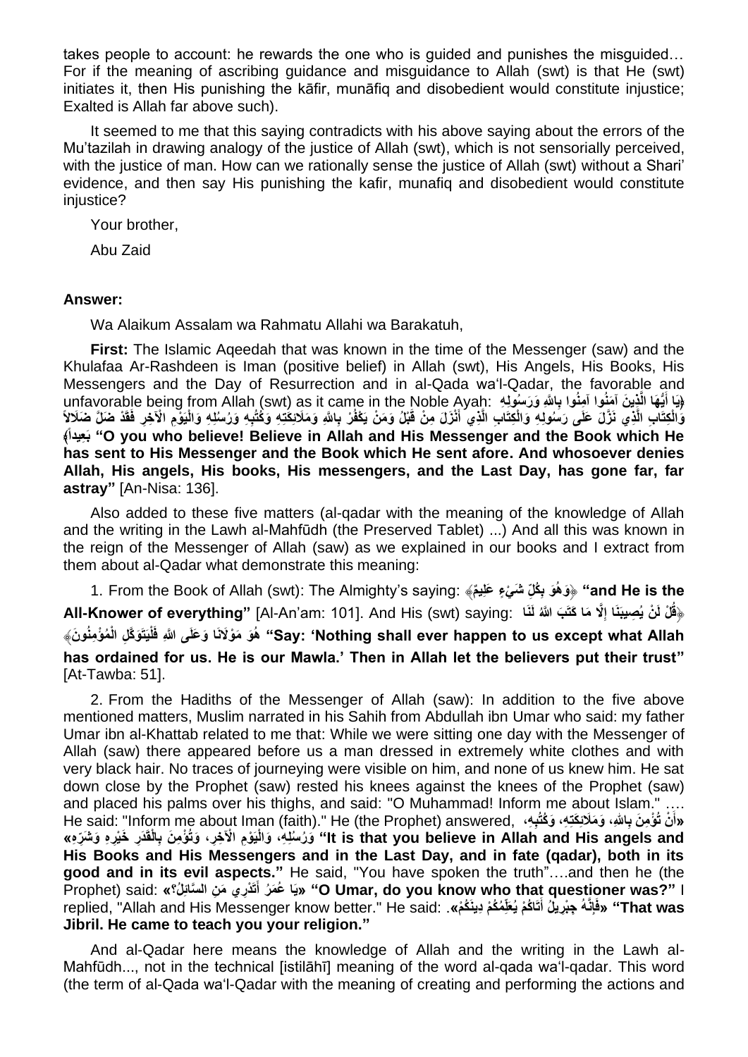takes people to account: he rewards the one who is guided and punishes the misguided… For if the meaning of ascribing guidance and misguidance to Allah (swt) is that He (swt) initiates it, then His punishing the kāfir, munāfiq and disobedient would constitute injustice; Exalted is Allah far above such).

It seemed to me that this saying contradicts with his above saying about the errors of the Mu'tazilah in drawing analogy of the justice of Allah (swt), which is not sensorially perceived, with the justice of man. How can we rationally sense the justice of Allah (swt) without a Shari' evidence, and then say His punishing the kafir, munafiq and disobedient would constitute injustice?

Your brother,

Abu Zaid

**Answer:**

Wa Alaikum Assalam wa Rahmatu Allahi wa Barakatuh,

**First:** The Islamic Aqeedah that was known in the time of the Messenger (saw) and the Khulafaa Ar-Rashdeen is Iman (positive belief) in Allah (swt), His Angels, His Books, His Messengers and the Day of Resurrection and in al-Qada wa'l-Qadar, the favorable and unfavorable being from Allah (swt) as it came in the Noble Ayah: ﴿يَا أَيُّهَا الَّذِينَ آمَنُوا آمِنُوا بِاللَّهِ وَرَسُولِهِ وَالْكِتَابِ الَّذِي نَزَّلَ عَلَى رَسُولِهِ وَالْكِتَابِ الَّذِي أَنْزَلَ مِنْ قَبْلُ وَمَنْ يَكْفُرْ بِاللَّهِ وَمَلَائِكَتِهِ وَكُتُبِهِ وَرُسُلِهِ وَالْيَوْمِ الْآخِرِ فَقَدْ ضَلَّ ضَلَالاً بَعِيداً﴾ **"O you who believe! Believe in Allah and His Messenger and the Book which He has sent to His Messenger and the Book which He sent afore. And whosoever denies Allah, His angels, His books, His messengers, and the Last Day, has gone far, far astray"** [An-Nisa: 136].

Also added to these five matters (al-qadar with the meaning of the knowledge of Allah and the writing in the Lawh al-Mahfūdh (the Preserved Tablet) ...) And all this was known in the reign of the Messenger of Allah (saw) as we explained in our books and I extract from them about al-Qadar what demonstrate this meaning:

1. From the Book of Allah (swt): The Almighty's saying: ﴿وَهُوَ بِكُلِّ شَيْءٍ عَلِيمٌ﴾ **"and He is the All-Knower of everything"** [Al-An'am: 101]. And His (swt) saying: ﴿قُلْ لَنْ يُصِيبَنَا إِلَّا مَا كَتَبَ اللَّهُ لَنَا هُوَ مَوْلَانَا وَعَلَى اللَّهِ فَلْيَتَوَكَّلِ الْمُؤْمِنُونَ﴾ **"Say: 'Nothing shall ever happen to us except what Allah has ordained for us. He is our Mawla.' Then in Allah let the believers put their trust"** [At-Tawba: 51].

2. From the Hadiths of the Messenger of Allah (saw): In addition to the five above mentioned matters, Muslim narrated in his Sahih from Abdullah ibn Umar who said: my father Umar ibn al-Khattab related to me that: While we were sitting one day with the Messenger of Allah (saw) there appeared before us a man dressed in extremely white clothes and with very black hair. No traces of journeying were visible on him, and none of us knew him. He sat down close by the Prophet (saw) rested his knees against the knees of the Prophet (saw) and placed his palms over his thighs, and said: "O Muhammad! Inform me about Islam." …. He said: "Inform me about Iman (faith)." He (the Prophet) answered, «أَنْ تُؤْمِنَ بِاللهِ، وَمَلَائِكَتِهِ، وَكُتُبِهِ، وَرُسُلِهِ، وَالْيَوْمِ الْآخِرِ، وَتُؤْمِنَ بِالْقَدَرِ خَيْرِهِ وَشَرِّهِ» **"It is that you believe in Allah and His angels and His Books and His Messengers and in the Last Day, and in fate (qadar), both in its good and in its evil aspects."** He said, "You have spoken the truth"….and then he (the Prophet) said: «يَا عُمَرُ أَتَدْرِي مَنِ السَّائِلُ؟» **"O Umar, do you know who that questioner was?"** I replied, "Allah and His Messenger know better." He said: «فَإِنَّهُ جِبْرِيلُ أَتَاكُمْ يُعَلِّمُكُمْ دِينَكُمْ». **"That was Jibril. He came to teach you your religion."**

And al-Qadar here means the knowledge of Allah and the writing in the Lawh al-Mahfūdh..., not in the technical [istilāhī] meaning of the word al-qada wa'l-qadar. This word (the term of al-Qada wa'l-Qadar with the meaning of creating and performing the actions and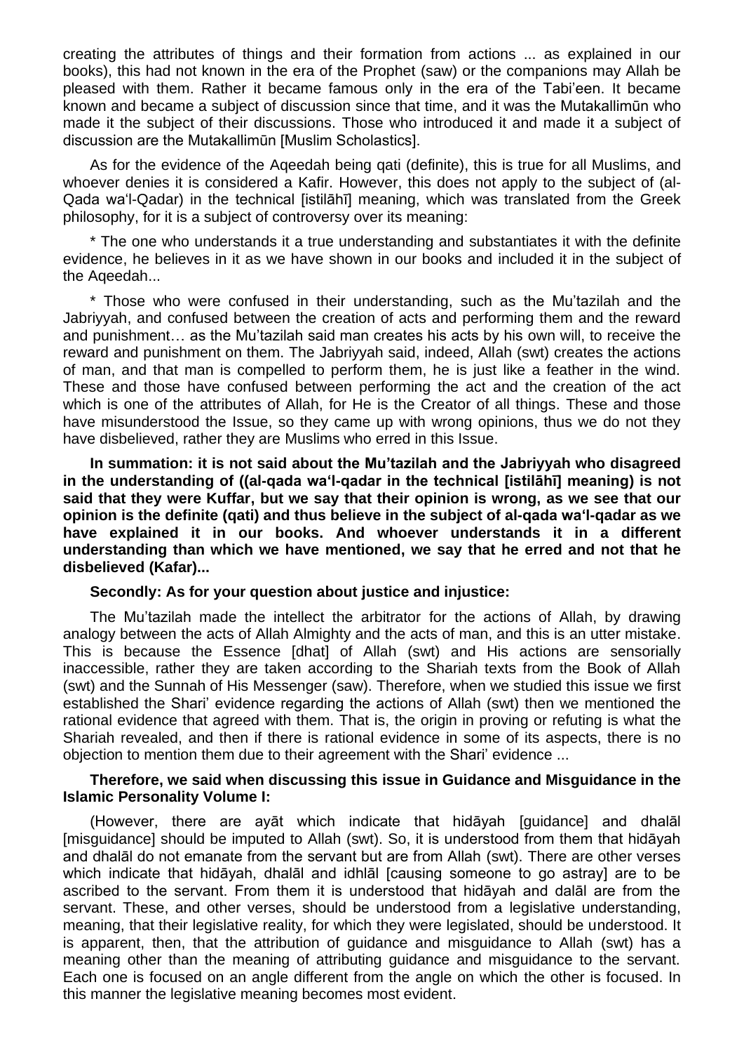creating the attributes of things and their formation from actions ... as explained in our books), this had not known in the era of the Prophet (saw) or the companions may Allah be pleased with them. Rather it became famous only in the era of the Tabi'een. It became known and became a subject of discussion since that time, and it was the Mutakallimūn who made it the subject of their discussions. Those who introduced it and made it a subject of discussion are the Mutakallimūn [Muslim Scholastics].

As for the evidence of the Aqeedah being qati (definite), this is true for all Muslims, and whoever denies it is considered a Kafir. However, this does not apply to the subject of (al-Qada wa'l-Qadar) in the technical [istilāhī] meaning, which was translated from the Greek philosophy, for it is a subject of controversy over its meaning:

* The one who understands it a true understanding and substantiates it with the definite evidence, he believes in it as we have shown in our books and included it in the subject of the Aqeedah...

* Those who were confused in their understanding, such as the Mu'tazilah and the Jabriyyah, and confused between the creation of acts and performing them and the reward and punishment… as the Mu'tazilah said man creates his acts by his own will, to receive the reward and punishment on them. The Jabriyyah said, indeed, Allah (swt) creates the actions of man, and that man is compelled to perform them, he is just like a feather in the wind. These and those have confused between performing the act and the creation of the act which is one of the attributes of Allah, for He is the Creator of all things. These and those have misunderstood the Issue, so they came up with wrong opinions, thus we do not they have disbelieved, rather they are Muslims who erred in this Issue.

**In summation: it is not said about the Mu'tazilah and the Jabriyyah who disagreed in the understanding of ((al-qada wa'l-qadar in the technical [istilāhī] meaning) is not said that they were Kuffar, but we say that their opinion is wrong, as we see that our opinion is the definite (qati) and thus believe in the subject of al-qada wa'l-qadar as we have explained it in our books. And whoever understands it in a different understanding than which we have mentioned, we say that he erred and not that he disbelieved (Kafar)...**

**Secondly: As for your question about justice and injustice:**

The Mu'tazilah made the intellect the arbitrator for the actions of Allah, by drawing analogy between the acts of Allah Almighty and the acts of man, and this is an utter mistake. This is because the Essence [dhat] of Allah (swt) and His actions are sensorially inaccessible, rather they are taken according to the Shariah texts from the Book of Allah (swt) and the Sunnah of His Messenger (saw). Therefore, when we studied this issue we first established the Shari' evidence regarding the actions of Allah (swt) then we mentioned the rational evidence that agreed with them. That is, the origin in proving or refuting is what the Shariah revealed, and then if there is rational evidence in some of its aspects, there is no objection to mention them due to their agreement with the Shari' evidence ...

**Therefore, we said when discussing this issue in Guidance and Misguidance in the Islamic Personality Volume I:**

(However, there are ayāt which indicate that hidāyah [guidance] and dhalāl [misguidance] should be imputed to Allah (swt). So, it is understood from them that hidāyah and dhalāl do not emanate from the servant but are from Allah (swt). There are other verses which indicate that hidāyah, dhalāl and idhlāl [causing someone to go astray] are to be ascribed to the servant. From them it is understood that hidāyah and dalāl are from the servant. These, and other verses, should be understood from a legislative understanding, meaning, that their legislative reality, for which they were legislated, should be understood. It is apparent, then, that the attribution of guidance and misguidance to Allah (swt) has a meaning other than the meaning of attributing guidance and misguidance to the servant. Each one is focused on an angle different from the angle on which the other is focused. In this manner the legislative meaning becomes most evident.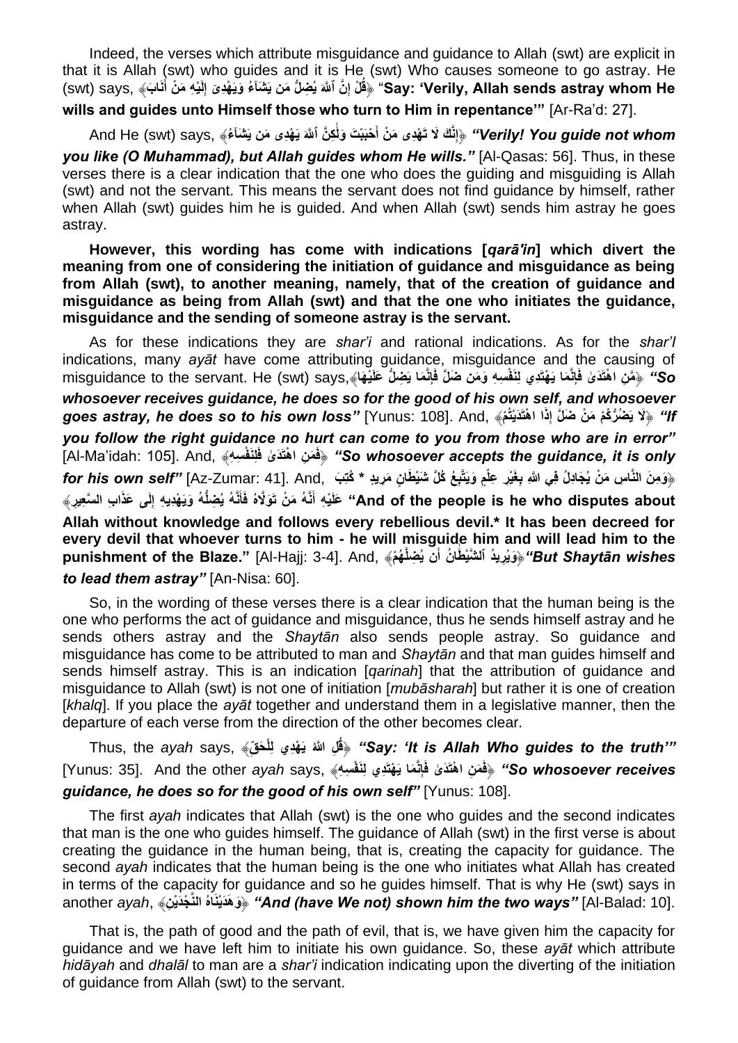Indeed, the verses which attribute misguidance and guidance to Allah (swt) are explicit in that it is Allah (swt) who guides and it is He (swt) Who causes someone to go astray. He (swt) says, ﴿قُلْ إِنَّ ٱللَّهَ يُضِلُّ مَن يَشَآءُ وَيَهْدِىٓ إِلَيْهِ مَنْ أَنَابَ﴾ "**Say: 'Verily, Allah sends astray whom He wills and guides unto Himself those who turn to Him in repentance'"** [Ar-Ra'd: 27].

And He (swt) says, ﴿إِنَّكَ لَا تَهْدِى مَنْ أَحْبَبْتَ وَلَٰكِنَّ ٱللَّهَ يَهْدِى مَن يَشَآءُ﴾ ***"Verily! You guide not whom you like (O Muhammad), but Allah guides whom He wills."*** [Al-Qasas: 56]. Thus, in these verses there is a clear indication that the one who does the guiding and misguiding is Allah (swt) and not the servant. This means the servant does not find guidance by himself, rather when Allah (swt) guides him he is guided. And when Allah (swt) sends him astray he goes astray.

**However, this wording has come with indications [*qarā'in*] which divert the meaning from one of considering the initiation of guidance and misguidance as being from Allah (swt), to another meaning, namely, that of the creation of guidance and misguidance as being from Allah (swt) and that the one who initiates the guidance, misguidance and the sending of someone astray is the servant.**

As for these indications they are *shar'i* and rational indications. As for the *shar'i* indications, many *ayāt* have come attributing guidance, misguidance and the causing of misguidance to the servant. He (swt) says,﴿مَنِ اهْتَدَىٰ فَإِنَّمَا يَهْتَدِي لِنَفْسِهِ وَمَن ضَلَّ فَإِنَّمَا يَضِلُّ عَلَيْهَا﴾ ***"So whosoever receives guidance, he does so for the good of his own self, and whosoever goes astray, he does so to his own loss"*** [Yunus: 108]. And, ﴿لَا يَضُرُّكُمْ مَنْ ضَلَّ إِذَا اهْتَدَيْتُمْ﴾ ***"If you follow the right guidance no hurt can come to you from those who are in error"*** [Al-Ma'idah: 105]. And, ﴿فَمَنِ اهْتَدَىٰ فَلِنَفْسِهِ﴾ ***"So whosoever accepts the guidance, it is only for his own self"*** [Az-Zumar: 41]. And, ﴿وَمِنَ النَّاسِ مَنْ يُجَادِلُ فِي اللَّهِ بِغَيْرِ عِلْمٍ وَيَتَّبِعُ كُلَّ شَيْطَانٍ مَرِيدٍ * كُتِبَ عَلَيْهِ أَنَّهُ مَنْ تَوَلَّاهُ فَأَنَّهُ يُضِلُّهُ وَيَهْدِيهِ إِلَى عَذَابِ السَّعِيرِ﴾ "**And of the people is he who disputes about Allah without knowledge and follows every rebellious devil.* It has been decreed for every devil that whoever turns to him - he will misguide him and will lead him to the punishment of the Blaze."** [Al-Hajj: 3-4]. And, ﴿وَيُرِيدُ ٱلشَّيْطَٰنُ أَن يُضِلَّهُمْ﴾ ***"But Shaytān wishes to lead them astray"*** [An-Nisa: 60].

So, in the wording of these verses there is a clear indication that the human being is the one who performs the act of guidance and misguidance, thus he sends himself astray and he sends others astray and the *Shaytān* also sends people astray. So guidance and misguidance has come to be attributed to man and *Shaytān* and that man guides himself and sends himself astray. This is an indication [*qarinah*] that the attribution of guidance and misguidance to Allah (swt) is not one of initiation [*mubāsharah*] but rather it is one of creation [*khalq*]. If you place the *ayāt* together and understand them in a legislative manner, then the departure of each verse from the direction of the other becomes clear.

Thus, the *ayah* says, ﴿قُلِ اللَّهُ يَهْدِي لِلْحَقِّ﴾ ***"Say: 'It is Allah Who guides to the truth'"*** [Yunus: 35]. And the other *ayah* says, ﴿فَمَنِ اهْتَدَىٰ فَإِنَّمَا يَهْتَدِي لِنَفْسِهِ﴾ ***"So whosoever receives guidance, he does so for the good of his own self"*** [Yunus: 108].

The first *ayah* indicates that Allah (swt) is the one who guides and the second indicates that man is the one who guides himself. The guidance of Allah (swt) in the first verse is about creating the guidance in the human being, that is, creating the capacity for guidance. The second *ayah* indicates that the human being is the one who initiates what Allah has created in terms of the capacity for guidance and so he guides himself. That is why He (swt) says in another *ayah*, ﴿وَهَدَيْنَاهُ النَّجْدَيْنِ﴾ ***"And (have We not) shown him the two ways"*** [Al-Balad: 10].

That is, the path of good and the path of evil, that is, we have given him the capacity for guidance and we have left him to initiate his own guidance. So, these *ayāt* which attribute *hidāyah* and *dhalāl* to man are a *shar'i* indication indicating upon the diverting of the initiation of guidance from Allah (swt) to the servant.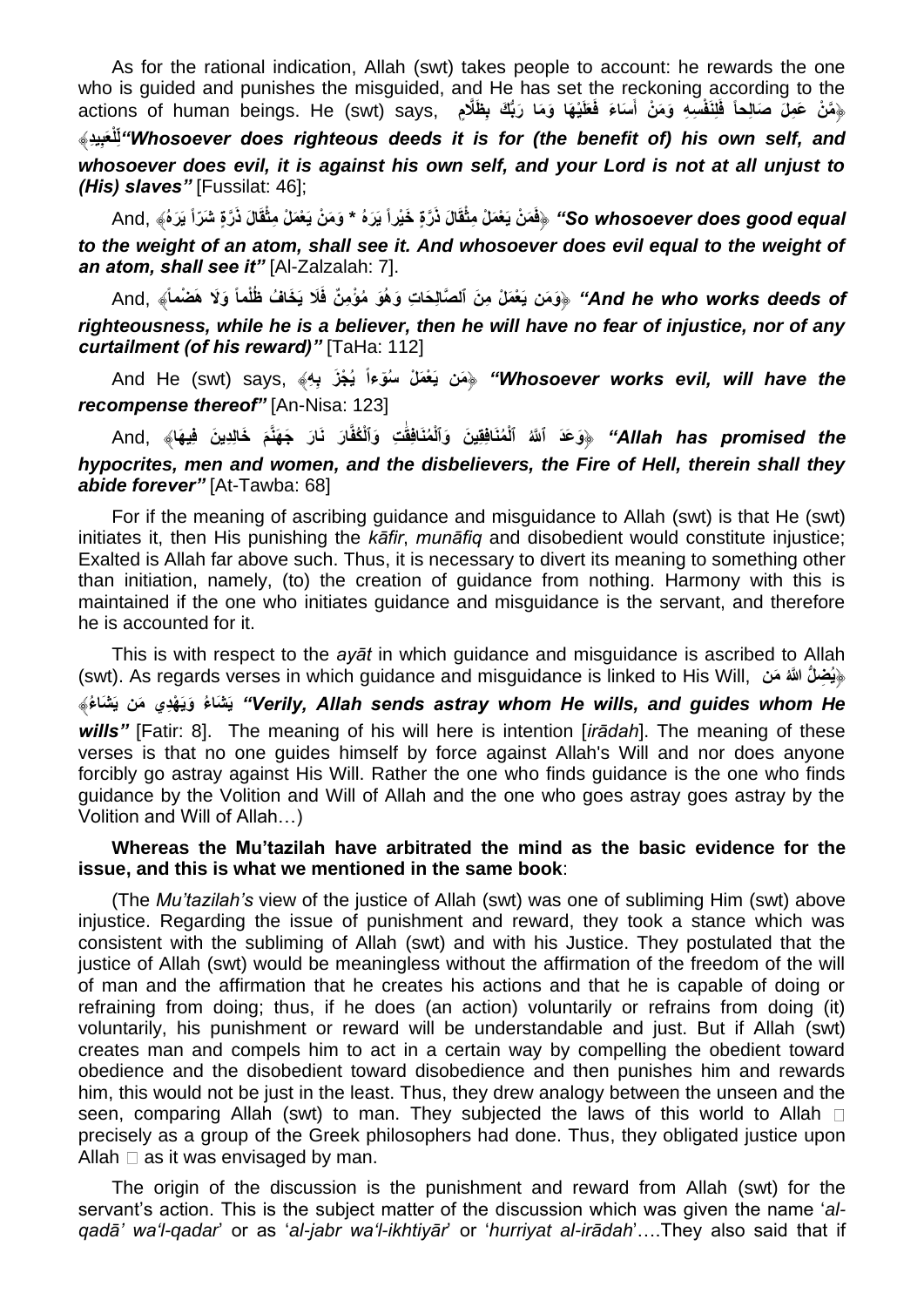As for the rational indication, Allah (swt) takes people to account: he rewards the one who is guided and punishes the misguided, and He has set the reckoning according to the actions of human beings. He (swt) says, ﴿مَنْ عَمِلَ صَالِحاً فَلِنَفْسِهِ وَمَنْ أَسَاءَ فَعَلَيْهَا وَمَا رَبُّكَ بِظَلَّامٍ لِّلْعَبِيدِ﴾ ***"Whosoever does righteous deeds it is for (the benefit of) his own self, and whosoever does evil, it is against his own self, and your Lord is not at all unjust to (His) slaves"*** [Fussilat: 46];

And, ﴿فَمَنْ يَعْمَلْ مِثْقَالَ ذَرَّةٍ خَيْراً يَرَهُ * وَمَنْ يَعْمَلْ مِثْقَالَ ذَرَّةٍ شَرّاً يَرَهُ﴾ ***"So whosoever does good equal to the weight of an atom, shall see it. And whosoever does evil equal to the weight of an atom, shall see it"*** [Al-Zalzalah: 7].

And, ﴿وَمَن يَعْمَلْ مِنَ ٱلصَّالِحَاتِ وَهُوَ مُؤْمِنٌ فَلَا يَخَافُ ظُلْماً وَلَا هَضْماً﴾ ***"And he who works deeds of righteousness, while he is a believer, then he will have no fear of injustice, nor of any curtailment (of his reward)"*** [TaHa: 112]

And He (swt) says, ﴿مَن يَعْمَلْ سُوٓءاً يُجْزَ بِهِ﴾ ***"Whosoever works evil, will have the recompense thereof"*** [An-Nisa: 123]

And, ﴿وَعَدَ ٱللَّهُ ٱلْمُنَافِقِينَ وَٱلْمُنَافِقَٰتِ وَٱلْكُفَّارَ نَارَ جَهَنَّمَ خَالِدِينَ فِيهَا﴾ ***"Allah has promised the hypocrites, men and women, and the disbelievers, the Fire of Hell, therein shall they abide forever"*** [At-Tawba: 68]

For if the meaning of ascribing guidance and misguidance to Allah (swt) is that He (swt) initiates it, then His punishing the *kāfir*, *munāfiq* and disobedient would constitute injustice; Exalted is Allah far above such. Thus, it is necessary to divert its meaning to something other than initiation, namely, (to) the creation of guidance from nothing. Harmony with this is maintained if the one who initiates guidance and misguidance is the servant, and therefore he is accounted for it.

This is with respect to the *ayāt* in which guidance and misguidance is ascribed to Allah (swt). As regards verses in which guidance and misguidance is linked to His Will, ﴿يُضِلُّ الله مَن يَشَاءُ وَيَهْدِي مَن يَشَاءُ﴾ ***"Verily, Allah sends astray whom He wills, and guides whom He wills"*** [Fatir: 8]. The meaning of his will here is intention [*irādah*]. The meaning of these verses is that no one guides himself by force against Allah's Will and nor does anyone forcibly go astray against His Will. Rather the one who finds guidance is the one who finds guidance by the Volition and Will of Allah and the one who goes astray goes astray by the Volition and Will of Allah…)

**Whereas the Mu'tazilah have arbitrated the mind as the basic evidence for the issue, and this is what we mentioned in the same book**:

(The *Mu'tazilah's* view of the justice of Allah (swt) was one of subliming Him (swt) above injustice. Regarding the issue of punishment and reward, they took a stance which was consistent with the subliming of Allah (swt) and with his Justice. They postulated that the justice of Allah (swt) would be meaningless without the affirmation of the freedom of the will of man and the affirmation that he creates his actions and that he is capable of doing or refraining from doing; thus, if he does (an action) voluntarily or refrains from doing (it) voluntarily, his punishment or reward will be understandable and just. But if Allah (swt) creates man and compels him to act in a certain way by compelling the obedient toward obedience and the disobedient toward disobedience and then punishes him and rewards him, this would not be just in the least. Thus, they drew analogy between the unseen and the seen, comparing Allah (swt) to man. They subjected the laws of this world to Allah  precisely as a group of the Greek philosophers had done. Thus, they obligated justice upon Allah  as it was envisaged by man.

The origin of the discussion is the punishment and reward from Allah (swt) for the servant's action. This is the subject matter of the discussion which was given the name '*al-qadā' wa'l-qadar*' or as '*al-jabr wa'l-ikhtiyār*' or '*hurriyat al-irādah*'….They also said that if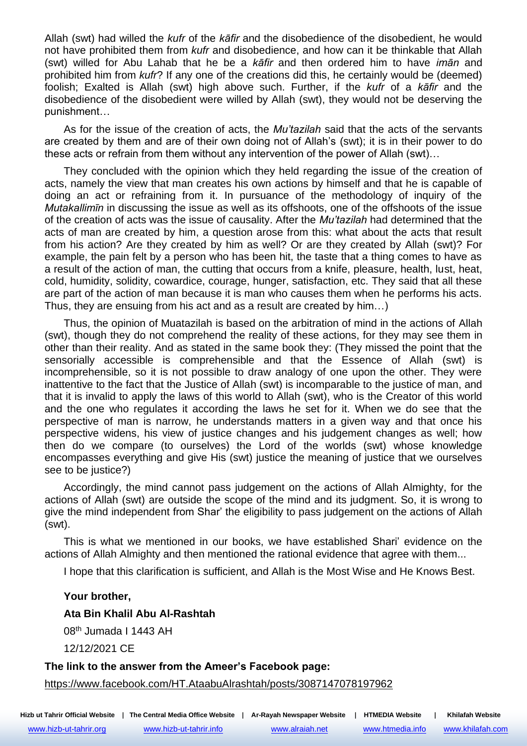Allah (swt) had willed the *kufr* of the *kāfir* and the disobedience of the disobedient, he would not have prohibited them from *kufr* and disobedience, and how can it be thinkable that Allah (swt) willed for Abu Lahab that he be a *kāfir* and then ordered him to have *imān* and prohibited him from *kufr*? If any one of the creations did this, he certainly would be (deemed) foolish; Exalted is Allah (swt) high above such. Further, if the *kufr* of a *kāfir* and the disobedience of the disobedient were willed by Allah (swt), they would not be deserving the punishment…

As for the issue of the creation of acts, the *Mu'tazilah* said that the acts of the servants are created by them and are of their own doing not of Allah's (swt); it is in their power to do these acts or refrain from them without any intervention of the power of Allah (swt)…

They concluded with the opinion which they held regarding the issue of the creation of acts, namely the view that man creates his own actions by himself and that he is capable of doing an act or refraining from it. In pursuance of the methodology of inquiry of the *Mutakallimīn* in discussing the issue as well as its offshoots, one of the offshoots of the issue of the creation of acts was the issue of causality. After the *Mu'tazilah* had determined that the acts of man are created by him, a question arose from this: what about the acts that result from his action? Are they created by him as well? Or are they created by Allah (swt)? For example, the pain felt by a person who has been hit, the taste that a thing comes to have as a result of the action of man, the cutting that occurs from a knife, pleasure, health, lust, heat, cold, humidity, solidity, cowardice, courage, hunger, satisfaction, etc. They said that all these are part of the action of man because it is man who causes them when he performs his acts. Thus, they are ensuing from his act and as a result are created by him…)

Thus, the opinion of Muatazilah is based on the arbitration of mind in the actions of Allah (swt), though they do not comprehend the reality of these actions, for they may see them in other than their reality. And as stated in the same book they: (They missed the point that the sensorially accessible is comprehensible and that the Essence of Allah (swt) is incomprehensible, so it is not possible to draw analogy of one upon the other. They were inattentive to the fact that the Justice of Allah (swt) is incomparable to the justice of man, and that it is invalid to apply the laws of this world to Allah (swt), who is the Creator of this world and the one who regulates it according the laws he set for it. When we do see that the perspective of man is narrow, he understands matters in a given way and that once his perspective widens, his view of justice changes and his judgement changes as well; how then do we compare (to ourselves) the Lord of the worlds (swt) whose knowledge encompasses everything and give His (swt) justice the meaning of justice that we ourselves see to be justice?)

Accordingly, the mind cannot pass judgement on the actions of Allah Almighty, for the actions of Allah (swt) are outside the scope of the mind and its judgment. So, it is wrong to give the mind independent from Shar' the eligibility to pass judgement on the actions of Allah (swt).

This is what we mentioned in our books, we have established Shari' evidence on the actions of Allah Almighty and then mentioned the rational evidence that agree with them...

I hope that this clarification is sufficient, and Allah is the Most Wise and He Knows Best.

**Your brother,**

**Ata Bin Khalil Abu Al-Rashtah**

08th Jumada I 1443 AH

12/12/2021 CE

**The link to the answer from the Ameer's Facebook page:**

https://www.facebook.com/HT.AtaabuAlrashtah/posts/3087147078197962

**Hizb ut Tahrir Official Website | The Central Media Office Website | Ar-Rayah Newspaper Website | HTMEDIA Website | Khilafah Website**

www.hizb-ut-tahrir.org www.hizb-ut-tahrir.info www.alraiah.net www.htmedia.info www.khilafah.com